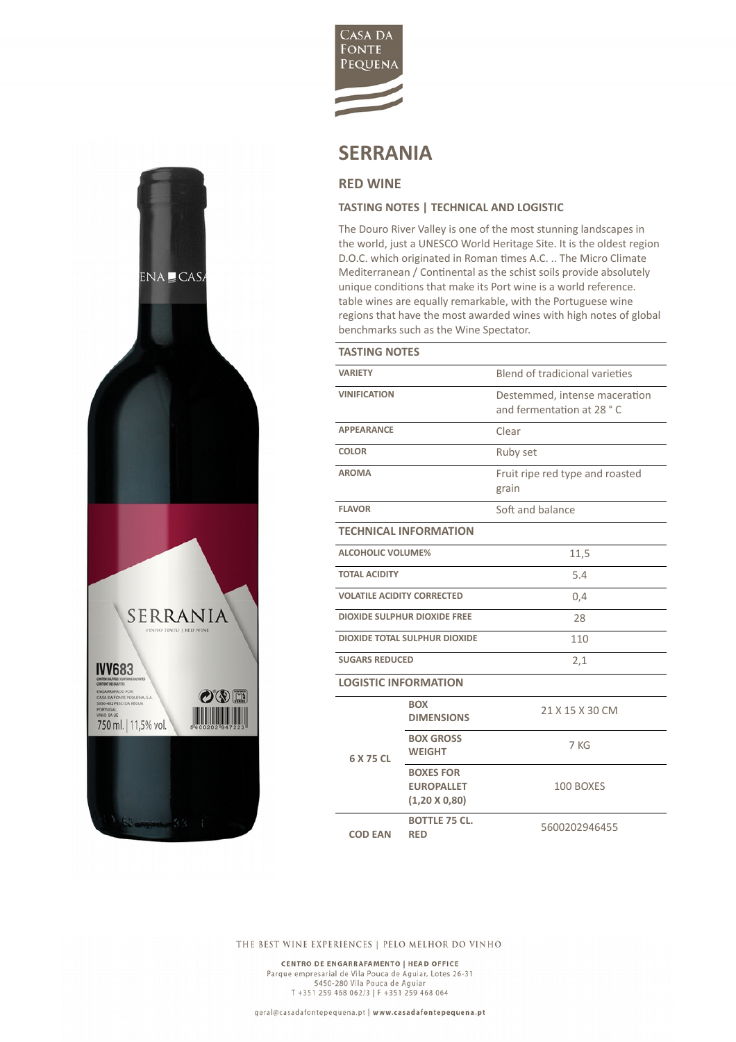CASA DA FONTE PEQUENA

# SERRANIA

## RED WINE

### TASTING NOTES | TECHNICAL AND LOGISTIC

The Douro River Valley is one of the most stunning landscapes in the world, just a UNESCO World Heritage Site. It is the oldest region D.O.C. which originated in Roman times A.C. .. The Micro Climate Mediterranean / Continental as the schist soils provide absolutely unique conditions that make its Port wine is a world reference. table wines are equally remarkable, with the Portuguese wine regions that have the most awarded wines with high notes of global benchmarks such as the Wine Spectator.

| TASTING NOTES | |
|---|---|
| VARIETY | Blend of tradicional varieties |
| VINIFICATION | Destemmed, intense maceration and fermentation at 28 ° C |
| APPEARANCE | Clear |
| COLOR | Ruby set |
| AROMA | Fruit ripe red type and roasted grain |
| FLAVOR | Soft and balance |

| TECHNICAL INFORMATION | |
|---|---|
| ALCOHOLIC VOLUME% | 11,5 |
| TOTAL ACIDITY | 5.4 |
| VOLATILE ACIDITY CORRECTED | 0,4 |
| DIOXIDE SULPHUR DIOXIDE FREE | 28 |
| DIOXIDE TOTAL SULPHUR DIOXIDE | 110 |
| SUGARS REDUCED | 2,1 |

| LOGISTIC INFORMATION | | |
|---|---|---|
| 6 X 75 CL | BOX DIMENSIONS | 21 X 15 X 30 CM |
| | BOX GROSS WEIGHT | 7 KG |
| | BOXES FOR EUROPALLET (1,20 X 0,80) | 100 BOXES |
| COD EAN | BOTTLE 75 CL. RED | 5600202946455 |

THE BEST WINE EXPERIENCES | PELO MELHOR DO VINHO

**CENTRO DE ENGARRAFAMENTO | HEAD OFFICE**
Parque empresarial de Vila Pouca de Aguiar, Lotes 26-31
5450-280 Vila Pouca de Aguiar
T +351 259 468 062/3 | F +351 259 468 064

geral@casadafontepequena.pt | **www.casadafontepequena.pt**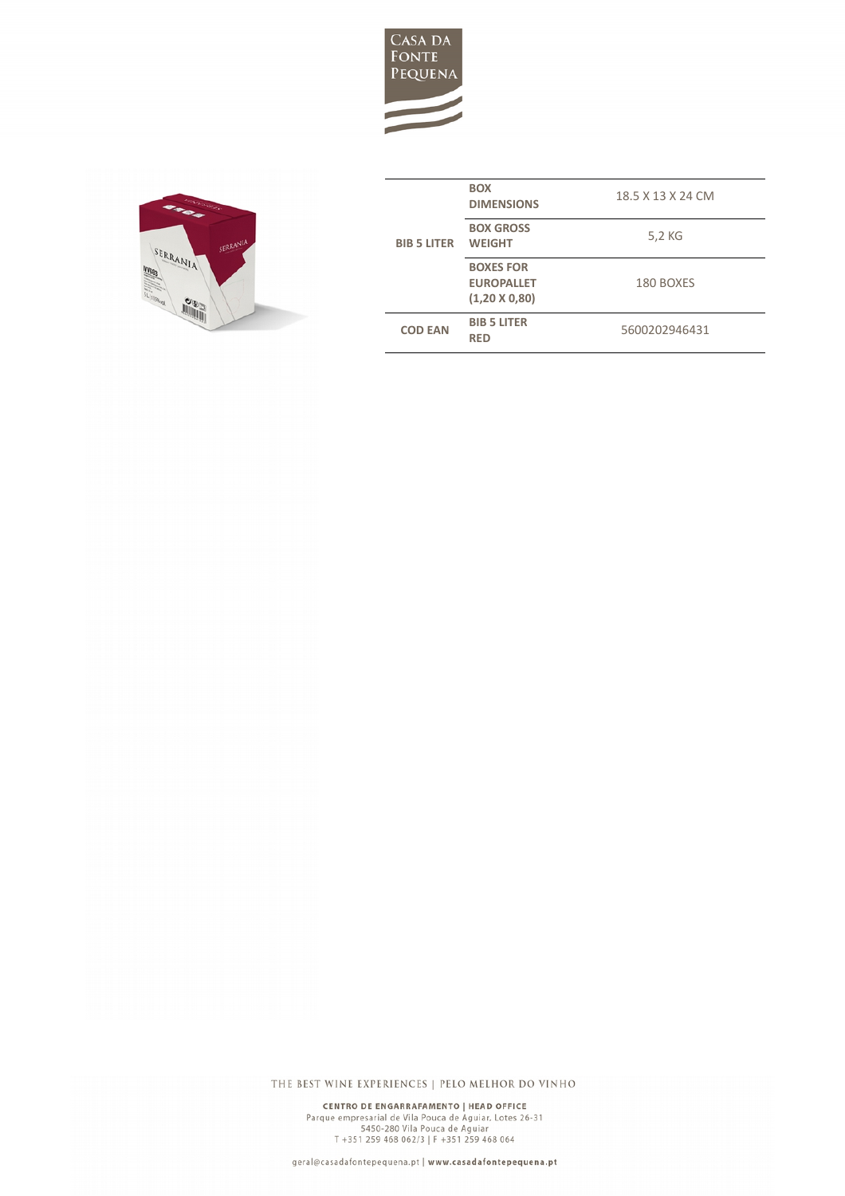CASA DA FONTE PEQUENA

| | | |
|---|---|---|
| BIB 5 LITER | BOX DIMENSIONS | 18.5 X 13 X 24 CM |
| | BOX GROSS WEIGHT | 5,2 KG |
| | BOXES FOR EUROPALLET (1,20 X 0,80) | 180 BOXES |
| COD EAN | BIB 5 LITER RED | 5600202946431 |

THE BEST WINE EXPERIENCES | PELO MELHOR DO VINHO

**CENTRO DE ENGARRAFAMENTO | HEAD OFFICE**
Parque empresarial de Vila Pouca de Aguiar, Lotes 26-31
5450-280 Vila Pouca de Aguiar
T +351 259 468 062/3 | F +351 259 468 064

geral@casadafontepequena.pt | **www.casadafontepequena.pt**